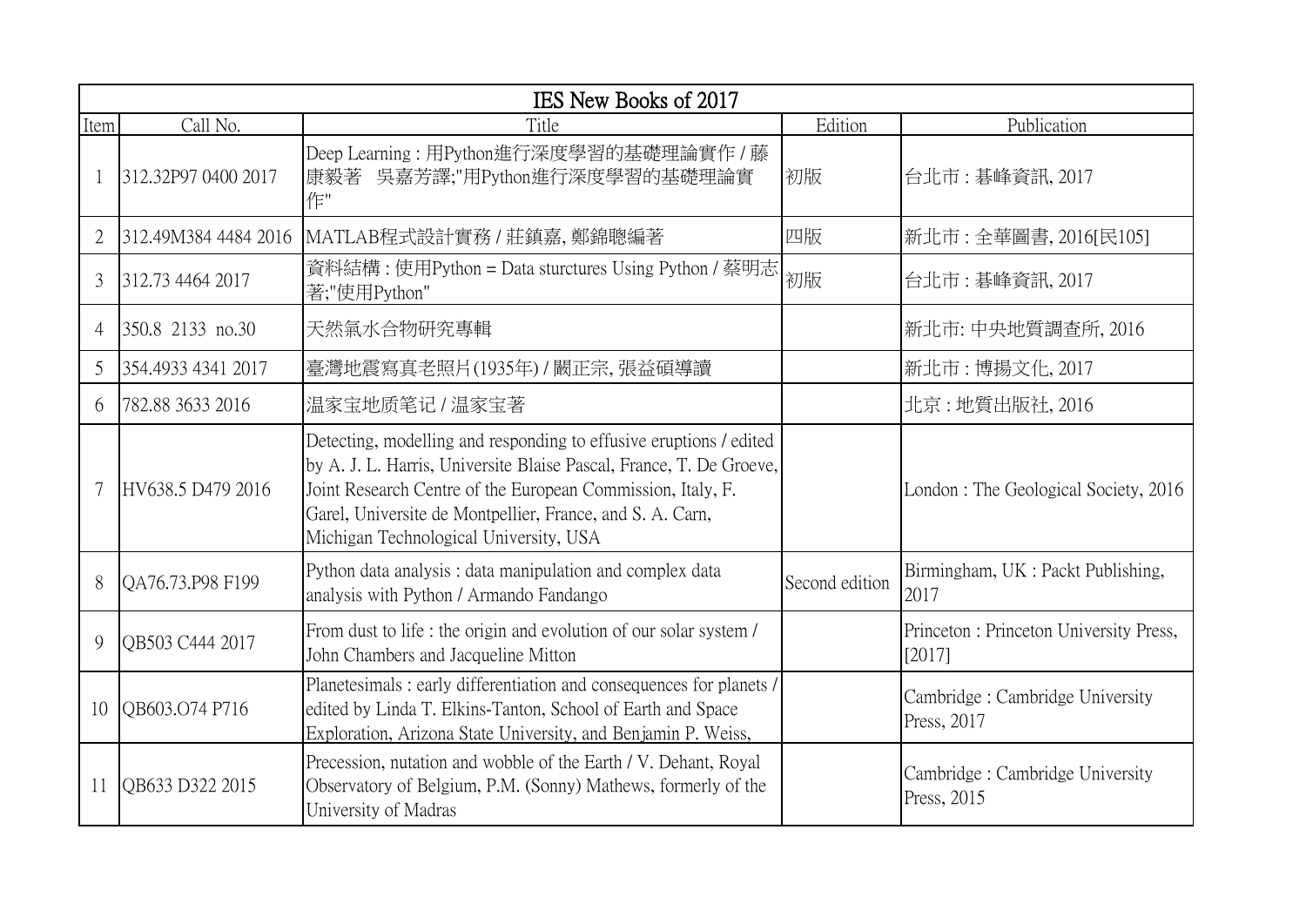| IES New Books of 2017 | | | | |
|---|---|---|---|---|
| Item | Call No. | Title | Edition | Publication |
| 1 | 312.32P97 0400 2017 | Deep Learning : 用Python進行深度學習的基礎理論實作 / 藤康毅著　吳嘉芳譯;"用Python進行深度學習的基礎理論實作" | 初版 | 台北市 : 碁峰資訊, 2017 |
| 2 | 312.49M384 4484 2016 | MATLAB程式設計實務 / 莊鎮嘉, 鄭錦聰編著 | 四版 | 新北市 : 全華圖書, 2016[民105] |
| 3 | 312.73 4464 2017 | 資料結構 : 使用Python = Data sturctures Using Python / 蔡明志著;"使用Python" | 初版 | 台北市 : 碁峰資訊, 2017 |
| 4 | 350.8 2133 no.30 | 天然氣水合物研究專輯 | | 新北市: 中央地質調查所, 2016 |
| 5 | 354.4933 4341 2017 | 臺灣地震寫真老照片(1935年) / 闞正宗, 張益碩導讀 | | 新北市 : 博揚文化, 2017 |
| 6 | 782.88 3633 2016 | 温家宝地质笔记 / 温家宝著 | | 北京 : 地質出版社, 2016 |
| 7 | HV638.5 D479 2016 | Detecting, modelling and responding to effusive eruptions / edited by A. J. L. Harris, Universite Blaise Pascal, France, T. De Groeve, Joint Research Centre of the European Commission, Italy, F. Garel, Universite de Montpellier, France, and S. A. Carn, Michigan Technological University, USA | | London : The Geological Society, 2016 |
| 8 | QA76.73.P98 F199 | Python data analysis : data manipulation and complex data analysis with Python / Armando Fandango | Second edition | Birmingham, UK : Packt Publishing, 2017 |
| 9 | QB503 C444 2017 | From dust to life : the origin and evolution of our solar system / John Chambers and Jacqueline Mitton | | Princeton : Princeton University Press, [2017] |
| 10 | QB603.O74 P716 | Planetesimals : early differentiation and consequences for planets / edited by Linda T. Elkins-Tanton, School of Earth and Space Exploration, Arizona State University, and Benjamin P. Weiss, | | Cambridge : Cambridge University Press, 2017 |
| 11 | QB633 D322 2015 | Precession, nutation and wobble of the Earth / V. Dehant, Royal Observatory of Belgium, P.M. (Sonny) Mathews, formerly of the University of Madras | | Cambridge : Cambridge University Press, 2015 |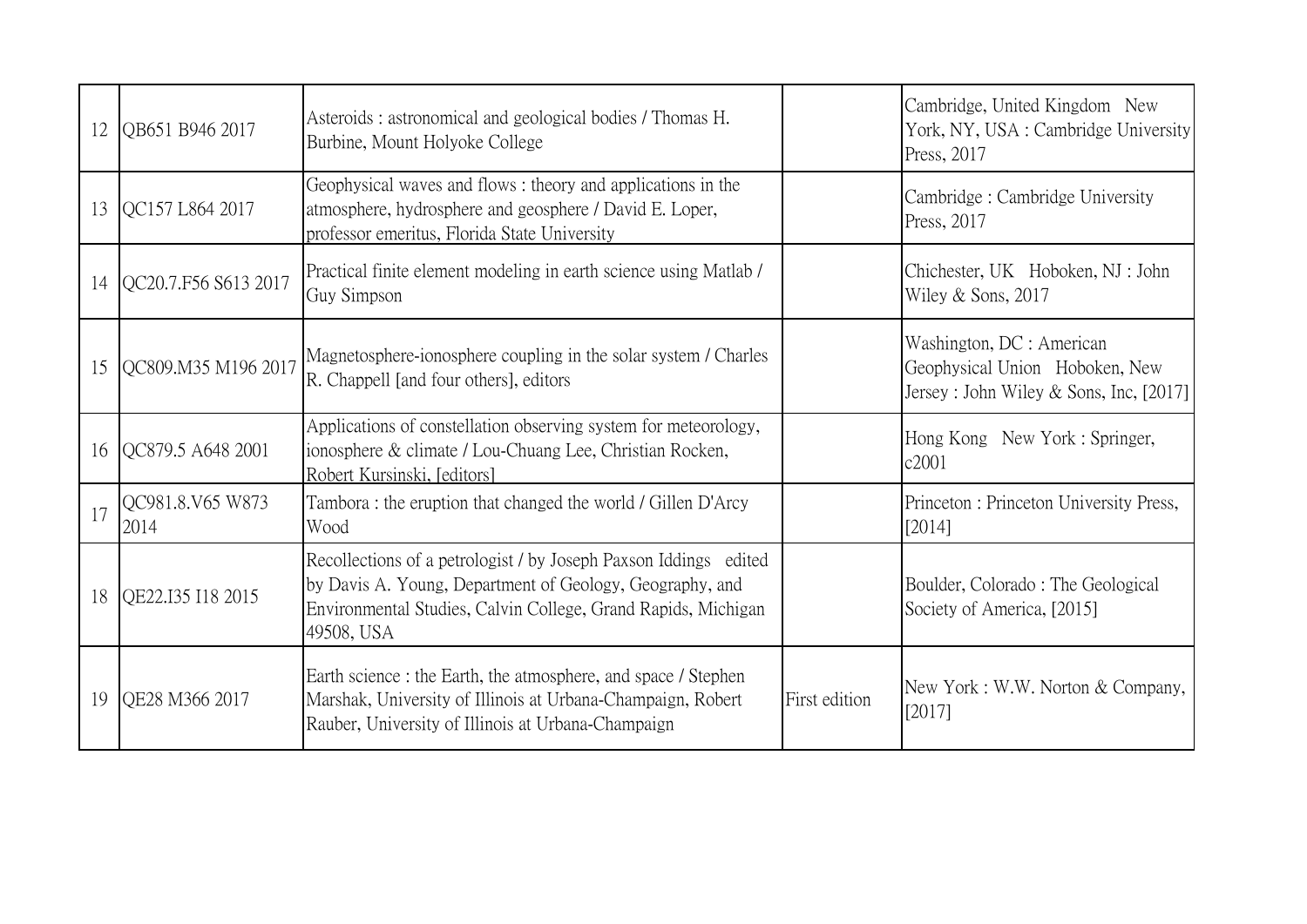| 12 | QB651 B946 2017 | Asteroids : astronomical and geological bodies / Thomas H. Burbine, Mount Holyoke College | | Cambridge, United Kingdom   New York, NY, USA : Cambridge University Press, 2017 |
|---|---|---|---|---|
| 13 | QC157 L864 2017 | Geophysical waves and flows : theory and applications in the atmosphere, hydrosphere and geosphere / David E. Loper, professor emeritus, Florida State University | | Cambridge : Cambridge University Press, 2017 |
| 14 | QC20.7.F56 S613 2017 | Practical finite element modeling in earth science using Matlab / Guy Simpson | | Chichester, UK   Hoboken, NJ : John Wiley & Sons, 2017 |
| 15 | QC809.M35 M196 2017 | Magnetosphere-ionosphere coupling in the solar system / Charles R. Chappell [and four others], editors | | Washington, DC : American Geophysical Union   Hoboken, New Jersey : John Wiley & Sons, Inc, [2017] |
| 16 | QC879.5 A648 2001 | Applications of constellation observing system for meteorology, ionosphere & climate / Lou-Chuang Lee, Christian Rocken, Robert Kursinski, [editors] | | Hong Kong   New York : Springer, c2001 |
| 17 | QC981.8.V65 W873 2014 | Tambora : the eruption that changed the world / Gillen D'Arcy Wood | | Princeton : Princeton University Press, [2014] |
| 18 | QE22.I35 I18 2015 | Recollections of a petrologist / by Joseph Paxson Iddings   edited by Davis A. Young, Department of Geology, Geography, and Environmental Studies, Calvin College, Grand Rapids, Michigan 49508, USA | | Boulder, Colorado : The Geological Society of America, [2015] |
| 19 | QE28 M366 2017 | Earth science : the Earth, the atmosphere, and space / Stephen Marshak, University of Illinois at Urbana-Champaign, Robert Rauber, University of Illinois at Urbana-Champaign | First edition | New York : W.W. Norton & Company, [2017] |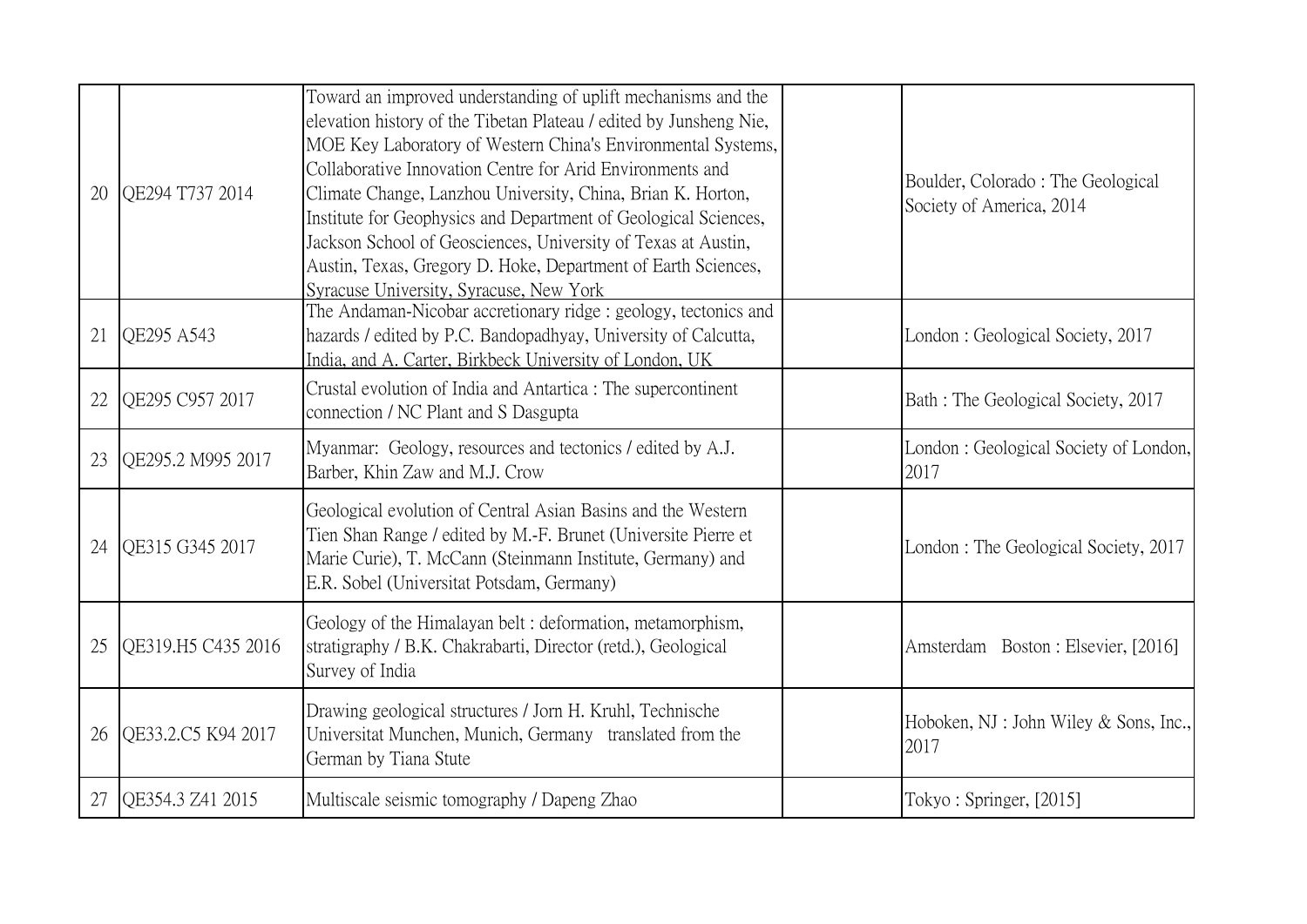| | | | | |
|---|---|---|---|---|
| 20 | QE294 T737 2014 | Toward an improved understanding of uplift mechanisms and the elevation history of the Tibetan Plateau / edited by Junsheng Nie, MOE Key Laboratory of Western China's Environmental Systems, Collaborative Innovation Centre for Arid Environments and Climate Change, Lanzhou University, China, Brian K. Horton, Institute for Geophysics and Department of Geological Sciences, Jackson School of Geosciences, University of Texas at Austin, Austin, Texas, Gregory D. Hoke, Department of Earth Sciences, Syracuse University, Syracuse, New York | | Boulder, Colorado : The Geological Society of America, 2014 |
| 21 | QE295 A543 | The Andaman-Nicobar accretionary ridge : geology, tectonics and hazards / edited by P.C. Bandopadhyay, University of Calcutta, India, and A. Carter, Birkbeck University of London, UK | | London : Geological Society, 2017 |
| 22 | QE295 C957 2017 | Crustal evolution of India and Antartica : The supercontinent connection / NC Plant and S Dasgupta | | Bath : The Geological Society, 2017 |
| 23 | QE295.2 M995 2017 | Myanmar: Geology, resources and tectonics / edited by A.J. Barber, Khin Zaw and M.J. Crow | | London : Geological Society of London, 2017 |
| 24 | QE315 G345 2017 | Geological evolution of Central Asian Basins and the Western Tien Shan Range / edited by M.-F. Brunet (Universite Pierre et Marie Curie), T. McCann (Steinmann Institute, Germany) and E.R. Sobel (Universitat Potsdam, Germany) | | London : The Geological Society, 2017 |
| 25 | QE319.H5 C435 2016 | Geology of the Himalayan belt : deformation, metamorphism, stratigraphy / B.K. Chakrabarti, Director (retd.), Geological Survey of India | | Amsterdam Boston : Elsevier, [2016] |
| 26 | QE33.2.C5 K94 2017 | Drawing geological structures / Jorn H. Kruhl, Technische Universitat Munchen, Munich, Germany translated from the German by Tiana Stute | | Hoboken, NJ : John Wiley & Sons, Inc., 2017 |
| 27 | QE354.3 Z41 2015 | Multiscale seismic tomography / Dapeng Zhao | | Tokyo : Springer, [2015] |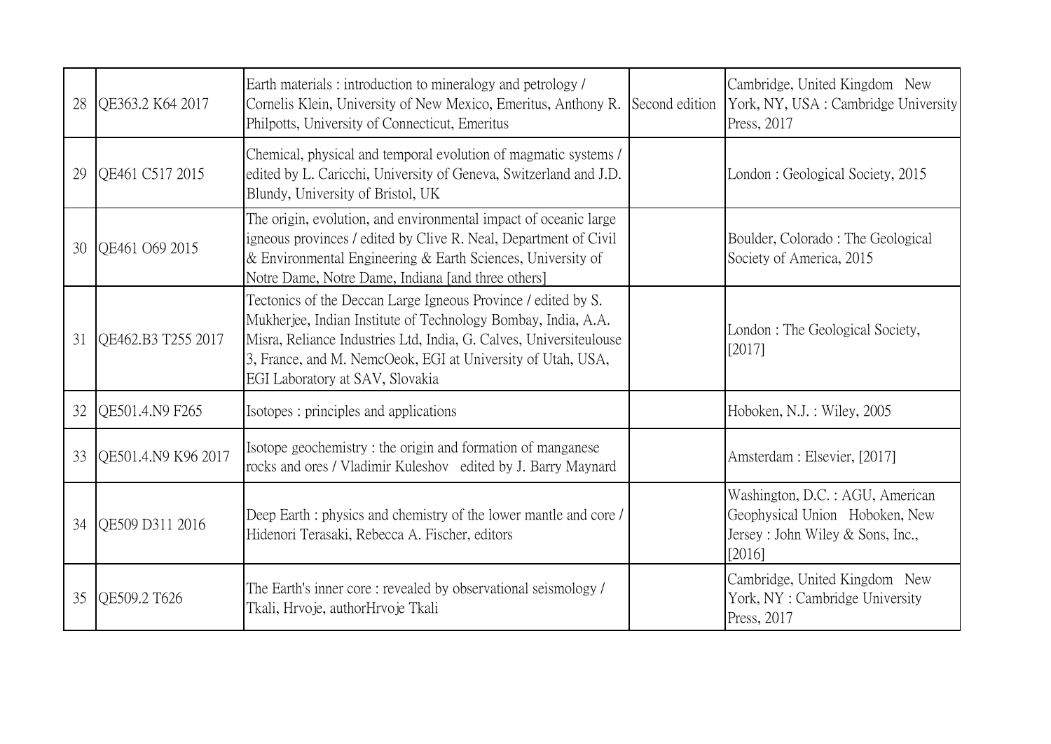| 28 | QE363.2 K64 2017 | Earth materials : introduction to mineralogy and petrology / Cornelis Klein, University of New Mexico, Emeritus, Anthony R. Philpotts, University of Connecticut, Emeritus | Second edition | Cambridge, United Kingdom New York, NY, USA : Cambridge University Press, 2017 |
|---|---|---|---|---|
| 29 | QE461 C517 2015 | Chemical, physical and temporal evolution of magmatic systems / edited by L. Caricchi, University of Geneva, Switzerland and J.D. Blundy, University of Bristol, UK | | London : Geological Society, 2015 |
| 30 | QE461 O69 2015 | The origin, evolution, and environmental impact of oceanic large igneous provinces / edited by Clive R. Neal, Department of Civil & Environmental Engineering & Earth Sciences, University of Notre Dame, Notre Dame, Indiana [and three others] | | Boulder, Colorado : The Geological Society of America, 2015 |
| 31 | QE462.B3 T255 2017 | Tectonics of the Deccan Large Igneous Province / edited by S. Mukherjee, Indian Institute of Technology Bombay, India, A.A. Misra, Reliance Industries Ltd, India, G. Calves, Universiteulouse 3, France, and M. NemcOeok, EGI at University of Utah, USA, EGI Laboratory at SAV, Slovakia | | London : The Geological Society, [2017] |
| 32 | QE501.4.N9 F265 | Isotopes : principles and applications | | Hoboken, N.J. : Wiley, 2005 |
| 33 | QE501.4.N9 K96 2017 | Isotope geochemistry : the origin and formation of manganese rocks and ores / Vladimir Kuleshov edited by J. Barry Maynard | | Amsterdam : Elsevier, [2017] |
| 34 | QE509 D311 2016 | Deep Earth : physics and chemistry of the lower mantle and core / Hidenori Terasaki, Rebecca A. Fischer, editors | | Washington, D.C. : AGU, American Geophysical Union Hoboken, New Jersey : John Wiley & Sons, Inc., [2016] |
| 35 | QE509.2 T626 | The Earth's inner core : revealed by observational seismology / Tkali, Hrvoje, authorHrvoje Tkali | | Cambridge, United Kingdom New York, NY : Cambridge University Press, 2017 |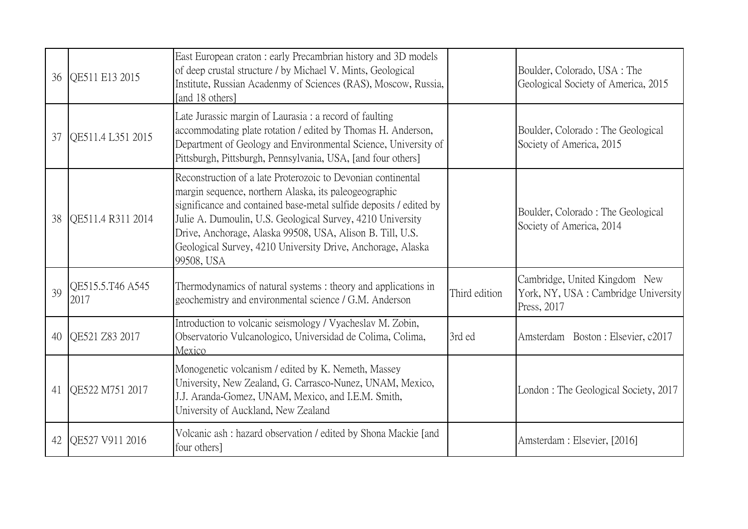| | | | | |
|---|---|---|---|---|
| 36 | QE511 E13 2015 | East European craton : early Precambrian history and 3D models of deep crustal structure / by Michael V. Mints, Geological Institute, Russian Acadenmy of Sciences (RAS), Moscow, Russia, [and 18 others] | | Boulder, Colorado, USA : The Geological Society of America, 2015 |
| 37 | QE511.4 L351 2015 | Late Jurassic margin of Laurasia : a record of faulting accommodating plate rotation / edited by Thomas H. Anderson, Department of Geology and Environmental Science, University of Pittsburgh, Pittsburgh, Pennsylvania, USA, [and four others] | | Boulder, Colorado : The Geological Society of America, 2015 |
| 38 | QE511.4 R311 2014 | Reconstruction of a late Proterozoic to Devonian continental margin sequence, northern Alaska, its paleogeographic significance and contained base-metal sulfide deposits / edited by Julie A. Dumoulin, U.S. Geological Survey, 4210 University Drive, Anchorage, Alaska 99508, USA, Alison B. Till, U.S. Geological Survey, 4210 University Drive, Anchorage, Alaska 99508, USA | | Boulder, Colorado : The Geological Society of America, 2014 |
| 39 | QE515.5.T46 A545 2017 | Thermodynamics of natural systems : theory and applications in geochemistry and environmental science / G.M. Anderson | Third edition | Cambridge, United Kingdom New York, NY, USA : Cambridge University Press, 2017 |
| 40 | QE521 Z83 2017 | Introduction to volcanic seismology / Vyacheslav M. Zobin, Observatorio Vulcanologico, Universidad de Colima, Colima, Mexico | 3rd ed | Amsterdam Boston : Elsevier, c2017 |
| 41 | QE522 M751 2017 | Monogenetic volcanism / edited by K. Nemeth, Massey University, New Zealand, G. Carrasco-Nunez, UNAM, Mexico, J.J. Aranda-Gomez, UNAM, Mexico, and I.E.M. Smith, University of Auckland, New Zealand | | London : The Geological Society, 2017 |
| 42 | QE527 V911 2016 | Volcanic ash : hazard observation / edited by Shona Mackie [and four others] | | Amsterdam : Elsevier, [2016] |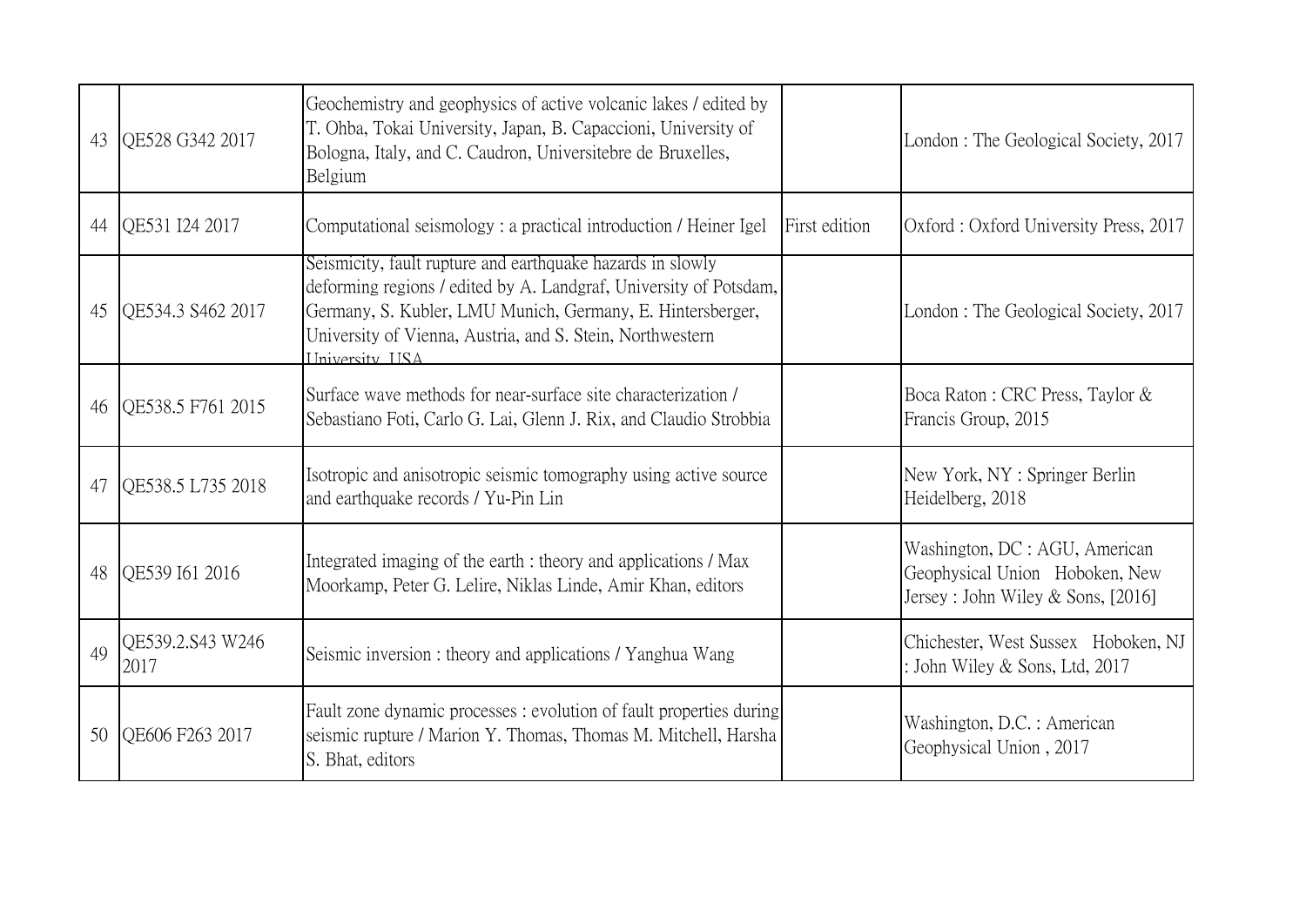| 43 | QE528 G342 2017 | Geochemistry and geophysics of active volcanic lakes / edited by T. Ohba, Tokai University, Japan, B. Capaccioni, University of Bologna, Italy, and C. Caudron, Universitebre de Bruxelles, Belgium | | London : The Geological Society, 2017 |
|---|---|---|---|---|
| 44 | QE531 I24 2017 | Computational seismology : a practical introduction / Heiner Igel | First edition | Oxford : Oxford University Press, 2017 |
| 45 | QE534.3 S462 2017 | Seismicity, fault rupture and earthquake hazards in slowly deforming regions / edited by A. Landgraf, University of Potsdam, Germany, S. Kubler, LMU Munich, Germany, E. Hintersberger, University of Vienna, Austria, and S. Stein, Northwestern University, USA | | London : The Geological Society, 2017 |
| 46 | QE538.5 F761 2015 | Surface wave methods for near-surface site characterization / Sebastiano Foti, Carlo G. Lai, Glenn J. Rix, and Claudio Strobbia | | Boca Raton : CRC Press, Taylor & Francis Group, 2015 |
| 47 | QE538.5 L735 2018 | Isotropic and anisotropic seismic tomography using active source and earthquake records / Yu-Pin Lin | | New York, NY : Springer Berlin Heidelberg, 2018 |
| 48 | QE539 I61 2016 | Integrated imaging of the earth : theory and applications / Max Moorkamp, Peter G. Lelire, Niklas Linde, Amir Khan, editors | | Washington, DC : AGU, American Geophysical Union Hoboken, New Jersey : John Wiley & Sons, [2016] |
| 49 | QE539.2.S43 W246 2017 | Seismic inversion : theory and applications / Yanghua Wang | | Chichester, West Sussex Hoboken, NJ : John Wiley & Sons, Ltd, 2017 |
| 50 | QE606 F263 2017 | Fault zone dynamic processes : evolution of fault properties during seismic rupture / Marion Y. Thomas, Thomas M. Mitchell, Harsha S. Bhat, editors | | Washington, D.C. : American Geophysical Union , 2017 |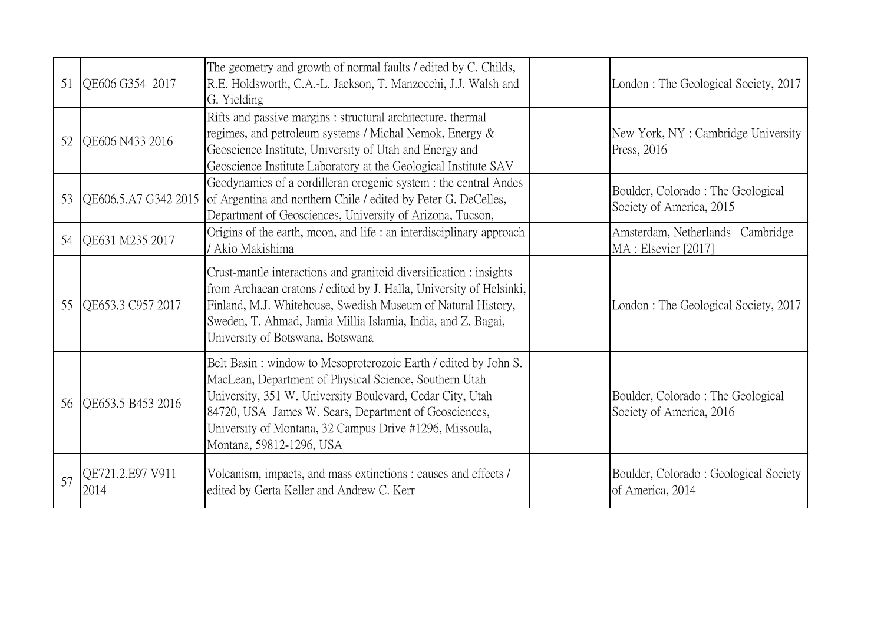| | | | | |
|---|---|---|---|---|
| 51 | QE606 G354 2017 | The geometry and growth of normal faults / edited by C. Childs, R.E. Holdsworth, C.A.-L. Jackson, T. Manzocchi, J.J. Walsh and G. Yielding | | London : The Geological Society, 2017 |
| 52 | QE606 N433 2016 | Rifts and passive margins : structural architecture, thermal regimes, and petroleum systems / Michal Nemok, Energy & Geoscience Institute, University of Utah and Energy and Geoscience Institute Laboratory at the Geological Institute SAV | | New York, NY : Cambridge University Press, 2016 |
| 53 | QE606.5.A7 G342 2015 | Geodynamics of a cordilleran orogenic system : the central Andes of Argentina and northern Chile / edited by Peter G. DeCelles, Department of Geosciences, University of Arizona, Tucson, | | Boulder, Colorado : The Geological Society of America, 2015 |
| 54 | QE631 M235 2017 | Origins of the earth, moon, and life : an interdisciplinary approach / Akio Makishima | | Amsterdam, Netherlands Cambridge MA : Elsevier [2017] |
| 55 | QE653.3 C957 2017 | Crust-mantle interactions and granitoid diversification : insights from Archaean cratons / edited by J. Halla, University of Helsinki, Finland, M.J. Whitehouse, Swedish Museum of Natural History, Sweden, T. Ahmad, Jamia Millia Islamia, India, and Z. Bagai, University of Botswana, Botswana | | London : The Geological Society, 2017 |
| 56 | QE653.5 B453 2016 | Belt Basin : window to Mesoproterozoic Earth / edited by John S. MacLean, Department of Physical Science, Southern Utah University, 351 W. University Boulevard, Cedar City, Utah 84720, USA James W. Sears, Department of Geosciences, University of Montana, 32 Campus Drive #1296, Missoula, Montana, 59812-1296, USA | | Boulder, Colorado : The Geological Society of America, 2016 |
| 57 | QE721.2.E97 V911 2014 | Volcanism, impacts, and mass extinctions : causes and effects / edited by Gerta Keller and Andrew C. Kerr | | Boulder, Colorado : Geological Society of America, 2014 |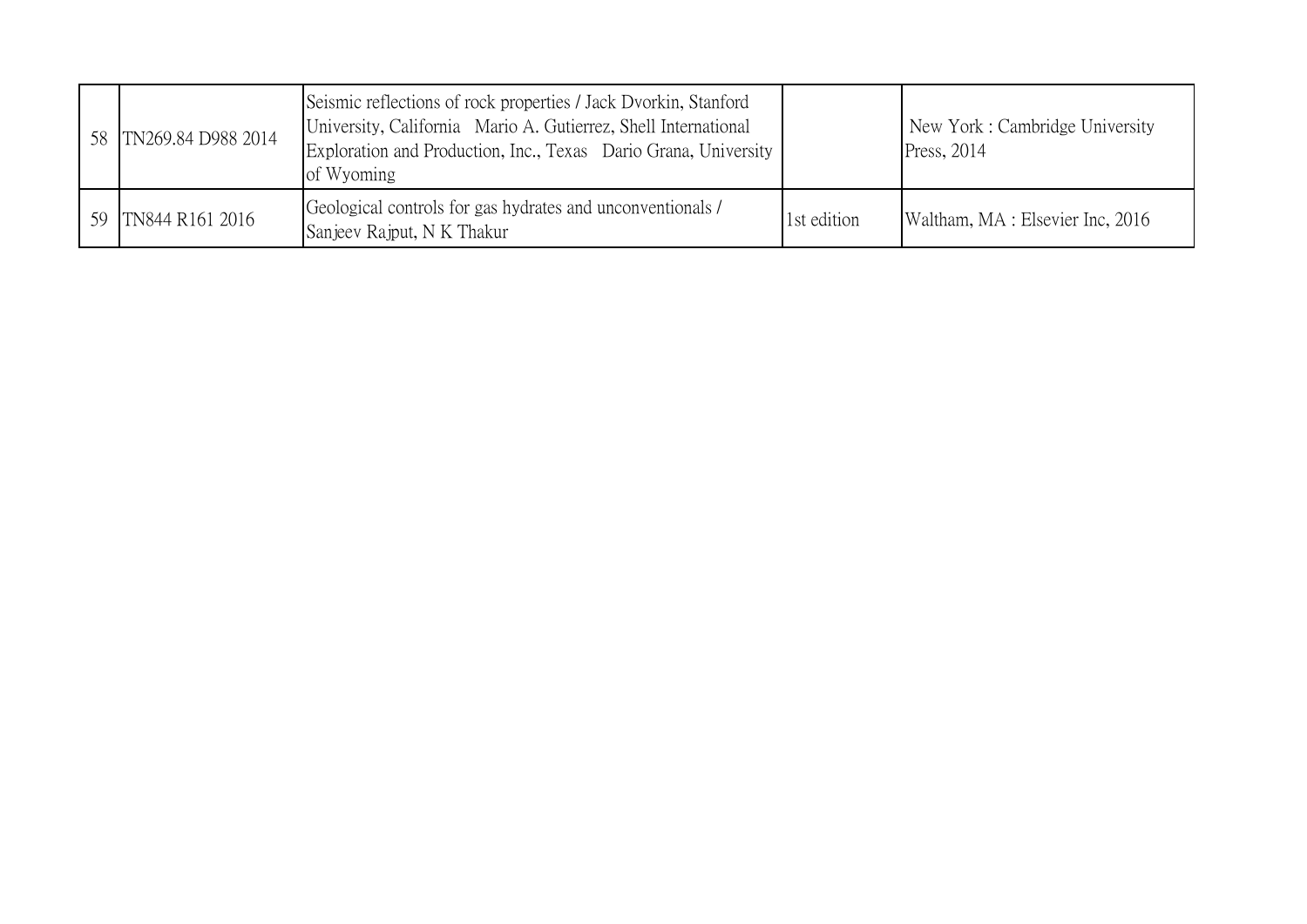| | | | | |
|---|---|---|---|---|
| 58 | TN269.84 D988 2014 | Seismic reflections of rock properties / Jack Dvorkin, Stanford University, California Mario A. Gutierrez, Shell International Exploration and Production, Inc., Texas Dario Grana, University of Wyoming | | New York : Cambridge University Press, 2014 |
| 59 | TN844 R161 2016 | Geological controls for gas hydrates and unconventionals / Sanjeev Rajput, N K Thakur | 1st edition | Waltham, MA : Elsevier Inc, 2016 |